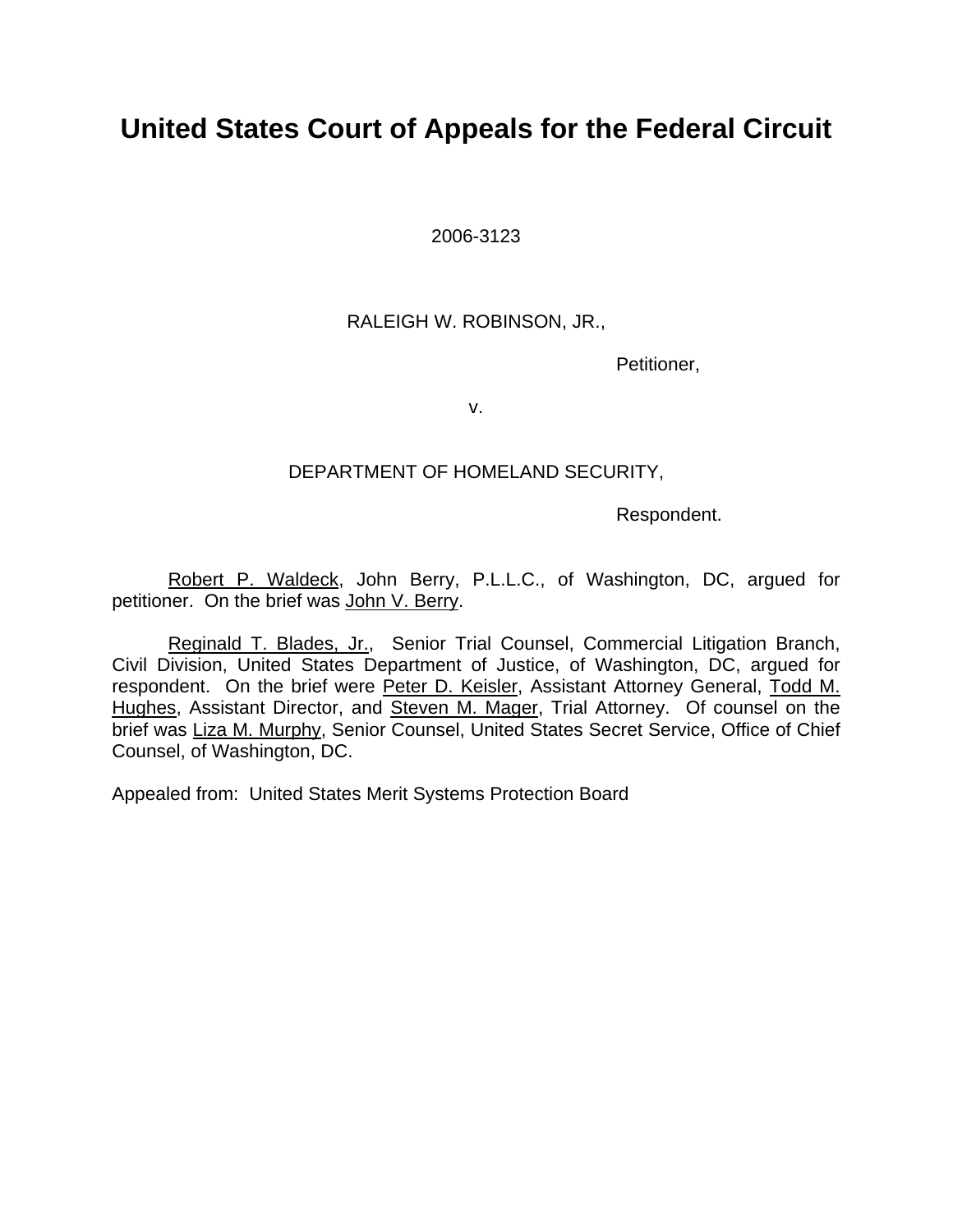# United States Court of Appeals for the Federal Circuit

2006-3123

RALEIGH W. ROBINSON, JR.,

Petitioner,

v.

DEPARTMENT OF HOMELAND SECURITY,

Respondent.

Robert P. Waldeck, John Berry, P.L.L.C., of Washington, DC, argued for petitioner. On the brief was John V. Berry.

Reginald T. Blades, Jr., Senior Trial Counsel, Commercial Litigation Branch, Civil Division, United States Department of Justice, of Washington, DC, argued for respondent. On the brief were Peter D. Keisler, Assistant Attorney General, Todd M. Hughes, Assistant Director, and Steven M. Mager, Trial Attorney. Of counsel on the brief was Liza M. Murphy, Senior Counsel, United States Secret Service, Office of Chief Counsel, of Washington, DC.

Appealed from: United States Merit Systems Protection Board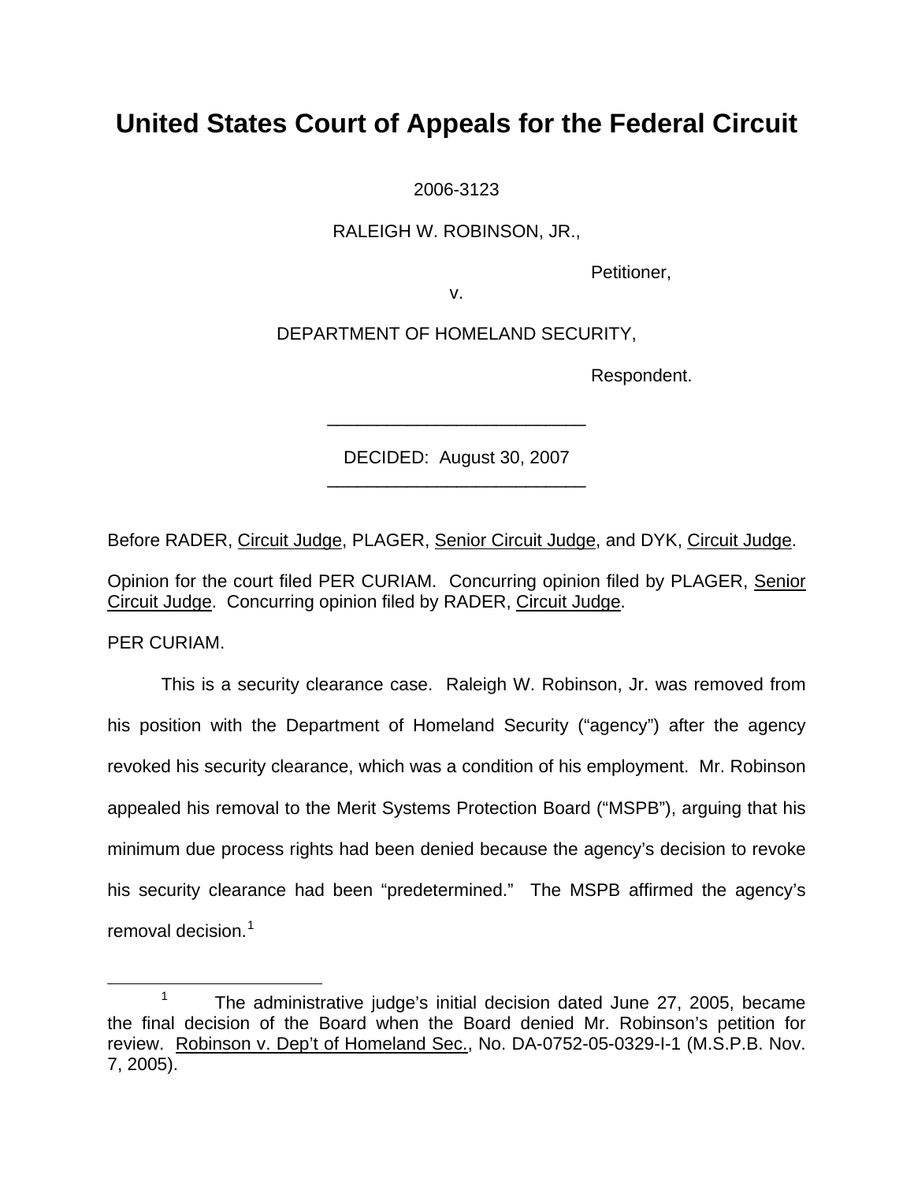# United States Court of Appeals for the Federal Circuit

2006-3123

RALEIGH W. ROBINSON, JR.,

Petitioner,

v.

DEPARTMENT OF HOMELAND SECURITY,

Respondent.

---

DECIDED: August 30, 2007

---

Before RADER, Circuit Judge, PLAGER, Senior Circuit Judge, and DYK, Circuit Judge.

Opinion for the court filed PER CURIAM. Concurring opinion filed by PLAGER, Senior Circuit Judge. Concurring opinion filed by RADER, Circuit Judge.

PER CURIAM.

This is a security clearance case. Raleigh W. Robinson, Jr. was removed from his position with the Department of Homeland Security ("agency") after the agency revoked his security clearance, which was a condition of his employment. Mr. Robinson appealed his removal to the Merit Systems Protection Board ("MSPB"), arguing that his minimum due process rights had been denied because the agency's decision to revoke his security clearance had been "predetermined." The MSPB affirmed the agency's removal decision.[1]

---

[1] The administrative judge's initial decision dated June 27, 2005, became the final decision of the Board when the Board denied Mr. Robinson's petition for review. Robinson v. Dep't of Homeland Sec., No. DA-0752-05-0329-I-1 (M.S.P.B. Nov. 7, 2005).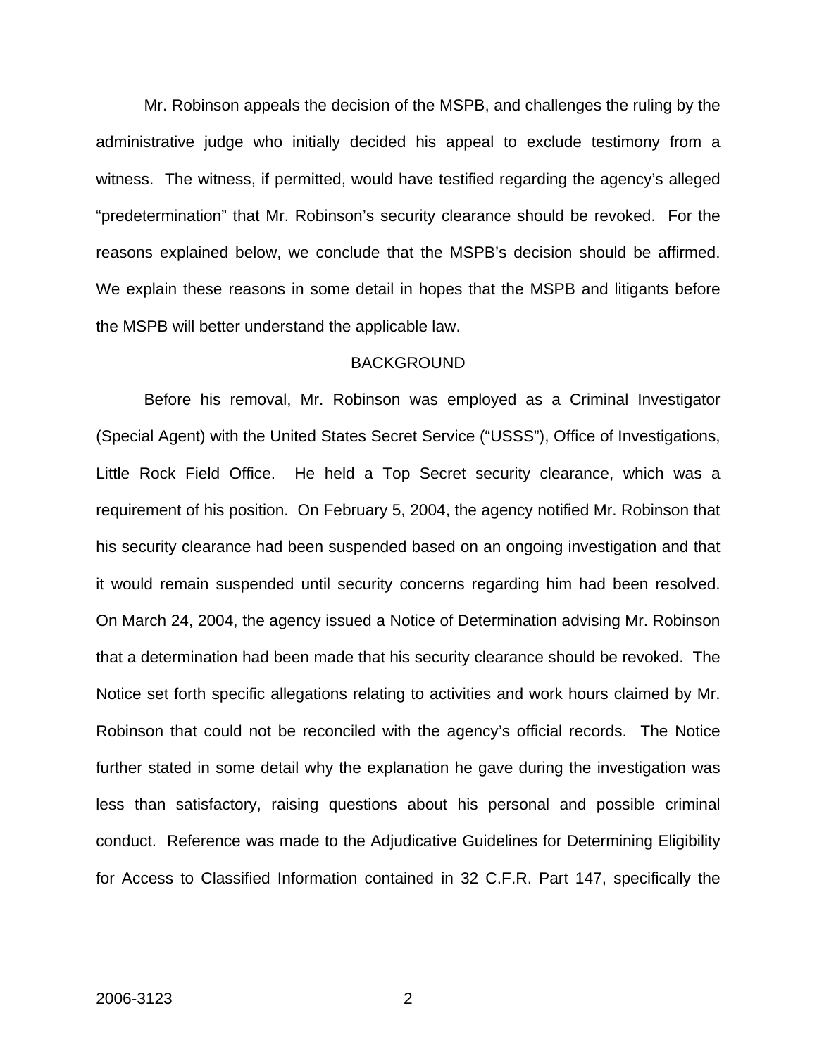Mr. Robinson appeals the decision of the MSPB, and challenges the ruling by the administrative judge who initially decided his appeal to exclude testimony from a witness. The witness, if permitted, would have testified regarding the agency's alleged "predetermination" that Mr. Robinson's security clearance should be revoked. For the reasons explained below, we conclude that the MSPB's decision should be affirmed. We explain these reasons in some detail in hopes that the MSPB and litigants before the MSPB will better understand the applicable law.

## BACKGROUND

Before his removal, Mr. Robinson was employed as a Criminal Investigator (Special Agent) with the United States Secret Service ("USSS"), Office of Investigations, Little Rock Field Office. He held a Top Secret security clearance, which was a requirement of his position. On February 5, 2004, the agency notified Mr. Robinson that his security clearance had been suspended based on an ongoing investigation and that it would remain suspended until security concerns regarding him had been resolved. On March 24, 2004, the agency issued a Notice of Determination advising Mr. Robinson that a determination had been made that his security clearance should be revoked. The Notice set forth specific allegations relating to activities and work hours claimed by Mr. Robinson that could not be reconciled with the agency's official records. The Notice further stated in some detail why the explanation he gave during the investigation was less than satisfactory, raising questions about his personal and possible criminal conduct. Reference was made to the Adjudicative Guidelines for Determining Eligibility for Access to Classified Information contained in 32 C.F.R. Part 147, specifically the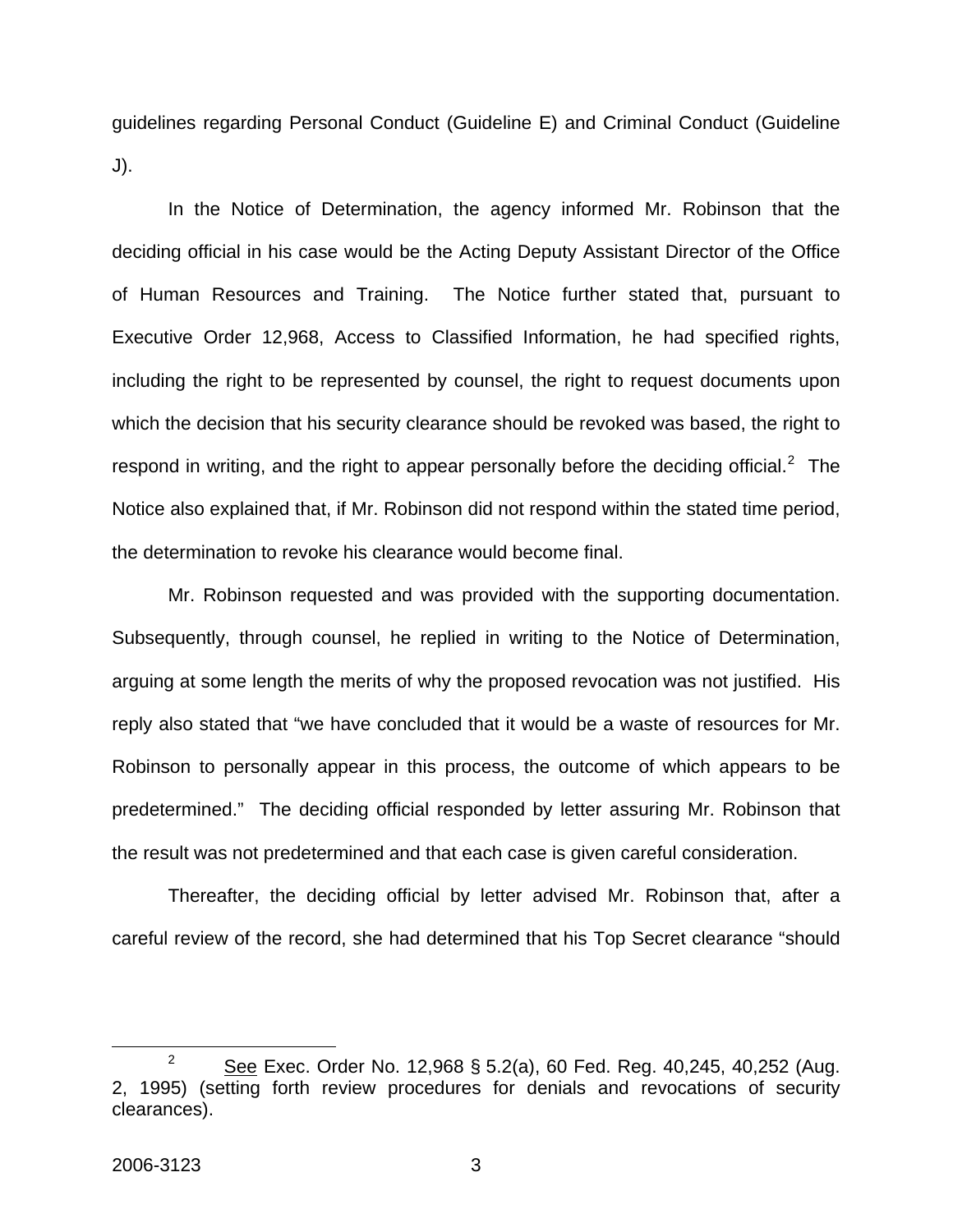guidelines regarding Personal Conduct (Guideline E) and Criminal Conduct (Guideline J).

In the Notice of Determination, the agency informed Mr. Robinson that the deciding official in his case would be the Acting Deputy Assistant Director of the Office of Human Resources and Training. The Notice further stated that, pursuant to Executive Order 12,968, Access to Classified Information, he had specified rights, including the right to be represented by counsel, the right to request documents upon which the decision that his security clearance should be revoked was based, the right to respond in writing, and the right to appear personally before the deciding official.[2] The Notice also explained that, if Mr. Robinson did not respond within the stated time period, the determination to revoke his clearance would become final.

Mr. Robinson requested and was provided with the supporting documentation. Subsequently, through counsel, he replied in writing to the Notice of Determination, arguing at some length the merits of why the proposed revocation was not justified. His reply also stated that "we have concluded that it would be a waste of resources for Mr. Robinson to personally appear in this process, the outcome of which appears to be predetermined." The deciding official responded by letter assuring Mr. Robinson that the result was not predetermined and that each case is given careful consideration.

Thereafter, the deciding official by letter advised Mr. Robinson that, after a careful review of the record, she had determined that his Top Secret clearance "should

[2] See Exec. Order No. 12,968 § 5.2(a), 60 Fed. Reg. 40,245, 40,252 (Aug. 2, 1995) (setting forth review procedures for denials and revocations of security clearances).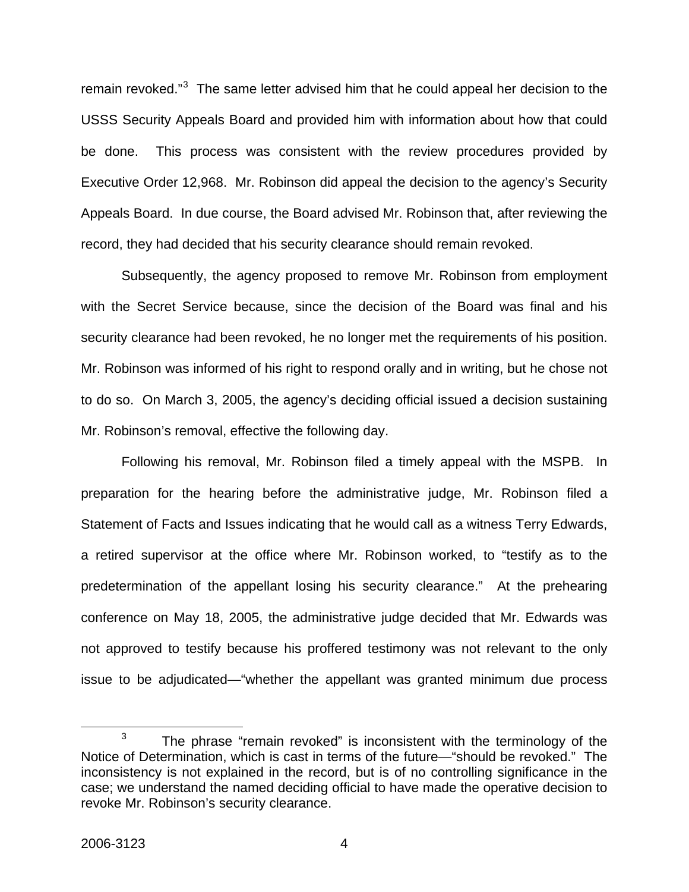remain revoked."[3] The same letter advised him that he could appeal her decision to the USSS Security Appeals Board and provided him with information about how that could be done. This process was consistent with the review procedures provided by Executive Order 12,968. Mr. Robinson did appeal the decision to the agency's Security Appeals Board. In due course, the Board advised Mr. Robinson that, after reviewing the record, they had decided that his security clearance should remain revoked.

Subsequently, the agency proposed to remove Mr. Robinson from employment with the Secret Service because, since the decision of the Board was final and his security clearance had been revoked, he no longer met the requirements of his position. Mr. Robinson was informed of his right to respond orally and in writing, but he chose not to do so. On March 3, 2005, the agency's deciding official issued a decision sustaining Mr. Robinson's removal, effective the following day.

Following his removal, Mr. Robinson filed a timely appeal with the MSPB. In preparation for the hearing before the administrative judge, Mr. Robinson filed a Statement of Facts and Issues indicating that he would call as a witness Terry Edwards, a retired supervisor at the office where Mr. Robinson worked, to "testify as to the predetermination of the appellant losing his security clearance." At the prehearing conference on May 18, 2005, the administrative judge decided that Mr. Edwards was not approved to testify because his proffered testimony was not relevant to the only issue to be adjudicated—"whether the appellant was granted minimum due process

[3] The phrase "remain revoked" is inconsistent with the terminology of the Notice of Determination, which is cast in terms of the future—"should be revoked." The inconsistency is not explained in the record, but is of no controlling significance in the case; we understand the named deciding official to have made the operative decision to revoke Mr. Robinson's security clearance.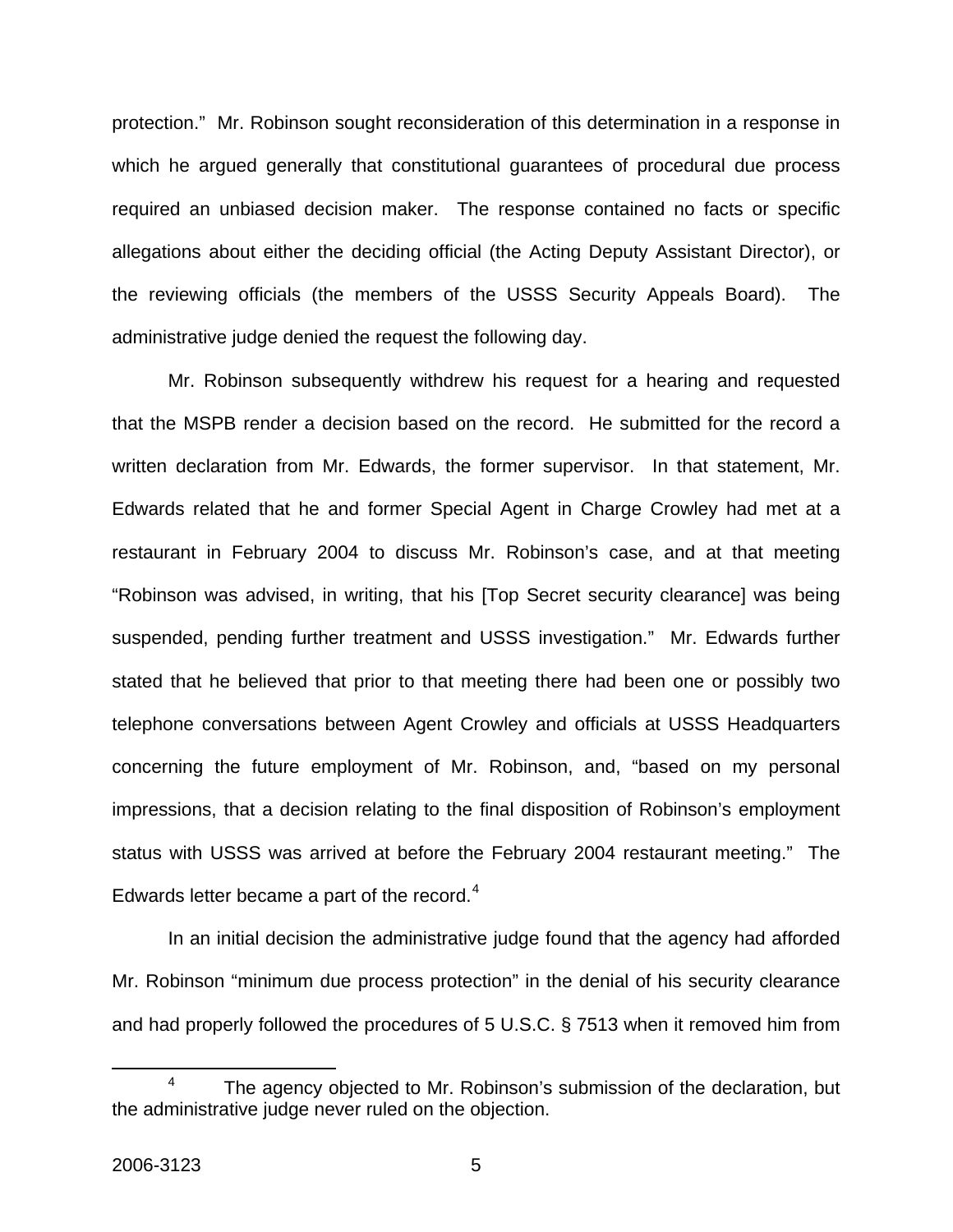protection." Mr. Robinson sought reconsideration of this determination in a response in which he argued generally that constitutional guarantees of procedural due process required an unbiased decision maker. The response contained no facts or specific allegations about either the deciding official (the Acting Deputy Assistant Director), or the reviewing officials (the members of the USSS Security Appeals Board). The administrative judge denied the request the following day.

Mr. Robinson subsequently withdrew his request for a hearing and requested that the MSPB render a decision based on the record. He submitted for the record a written declaration from Mr. Edwards, the former supervisor. In that statement, Mr. Edwards related that he and former Special Agent in Charge Crowley had met at a restaurant in February 2004 to discuss Mr. Robinson's case, and at that meeting "Robinson was advised, in writing, that his [Top Secret security clearance] was being suspended, pending further treatment and USSS investigation." Mr. Edwards further stated that he believed that prior to that meeting there had been one or possibly two telephone conversations between Agent Crowley and officials at USSS Headquarters concerning the future employment of Mr. Robinson, and, "based on my personal impressions, that a decision relating to the final disposition of Robinson's employment status with USSS was arrived at before the February 2004 restaurant meeting." The Edwards letter became a part of the record.[4]

In an initial decision the administrative judge found that the agency had afforded Mr. Robinson "minimum due process protection" in the denial of his security clearance and had properly followed the procedures of 5 U.S.C. § 7513 when it removed him from

[4] The agency objected to Mr. Robinson's submission of the declaration, but the administrative judge never ruled on the objection.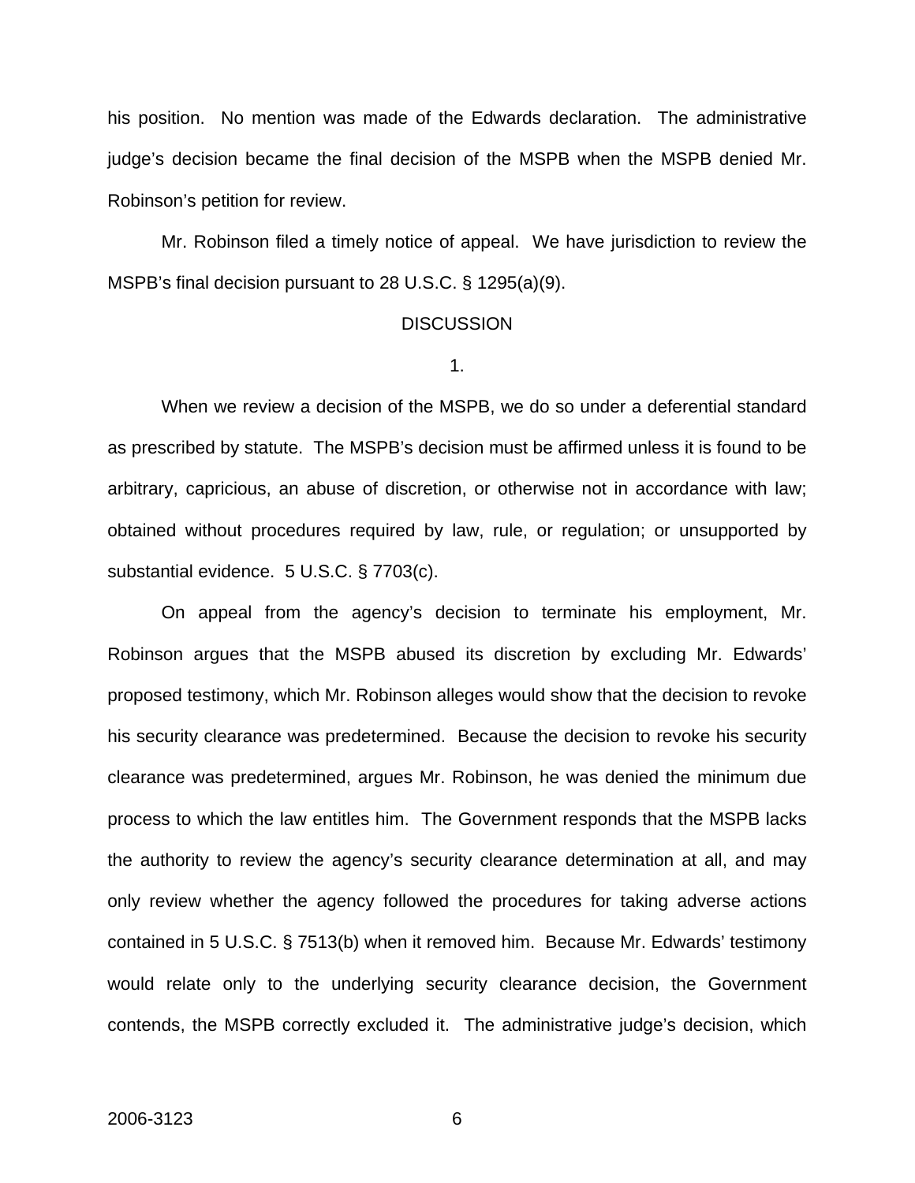his position. No mention was made of the Edwards declaration. The administrative judge's decision became the final decision of the MSPB when the MSPB denied Mr. Robinson's petition for review.

Mr. Robinson filed a timely notice of appeal. We have jurisdiction to review the MSPB's final decision pursuant to 28 U.S.C. § 1295(a)(9).

## DISCUSSION

### 1.

When we review a decision of the MSPB, we do so under a deferential standard as prescribed by statute. The MSPB's decision must be affirmed unless it is found to be arbitrary, capricious, an abuse of discretion, or otherwise not in accordance with law; obtained without procedures required by law, rule, or regulation; or unsupported by substantial evidence. 5 U.S.C. § 7703(c).

On appeal from the agency's decision to terminate his employment, Mr. Robinson argues that the MSPB abused its discretion by excluding Mr. Edwards' proposed testimony, which Mr. Robinson alleges would show that the decision to revoke his security clearance was predetermined. Because the decision to revoke his security clearance was predetermined, argues Mr. Robinson, he was denied the minimum due process to which the law entitles him. The Government responds that the MSPB lacks the authority to review the agency's security clearance determination at all, and may only review whether the agency followed the procedures for taking adverse actions contained in 5 U.S.C. § 7513(b) when it removed him. Because Mr. Edwards' testimony would relate only to the underlying security clearance decision, the Government contends, the MSPB correctly excluded it. The administrative judge's decision, which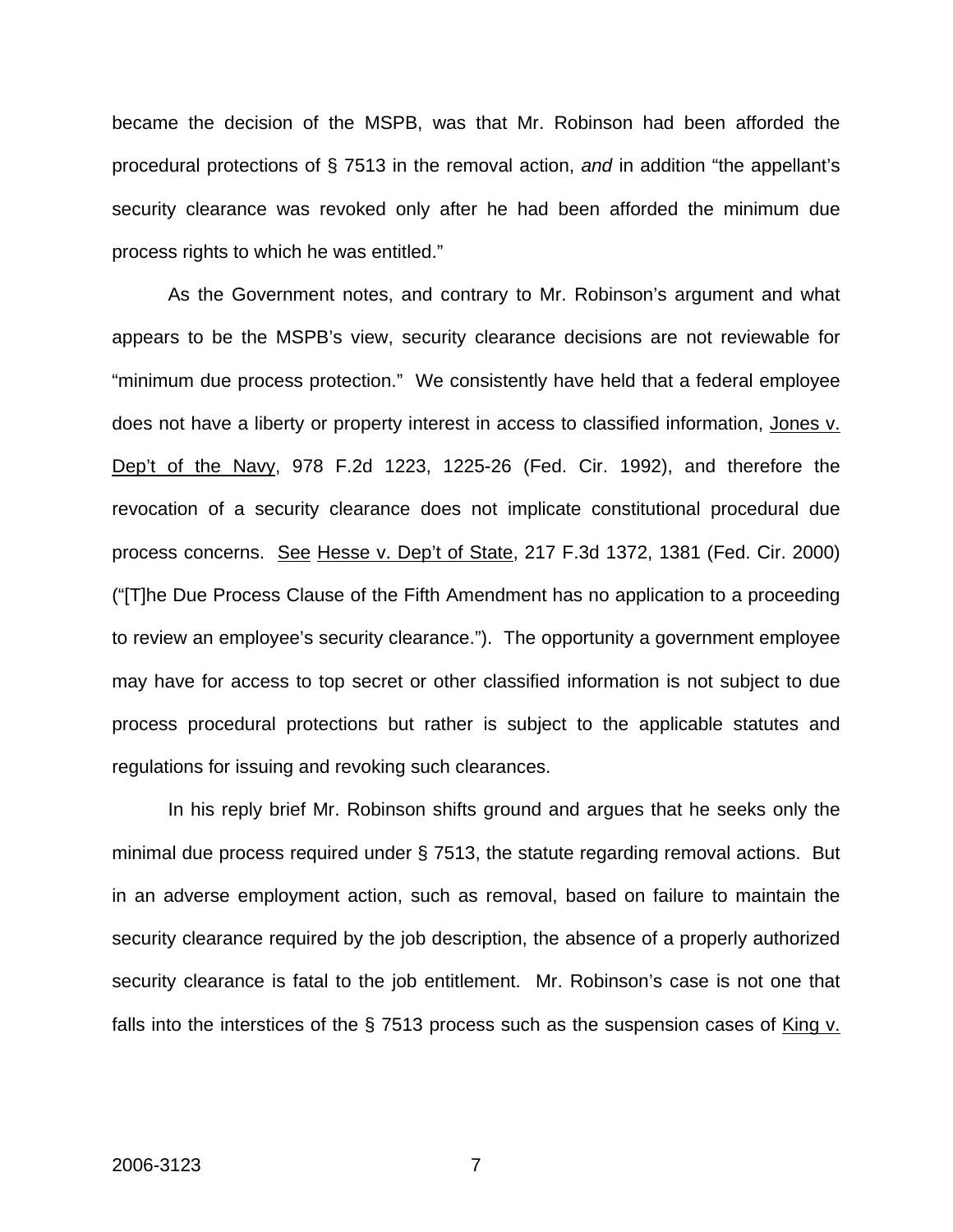became the decision of the MSPB, was that Mr. Robinson had been afforded the procedural protections of § 7513 in the removal action, *and* in addition "the appellant's security clearance was revoked only after he had been afforded the minimum due process rights to which he was entitled."

As the Government notes, and contrary to Mr. Robinson's argument and what appears to be the MSPB's view, security clearance decisions are not reviewable for "minimum due process protection." We consistently have held that a federal employee does not have a liberty or property interest in access to classified information, Jones v. Dep't of the Navy, 978 F.2d 1223, 1225-26 (Fed. Cir. 1992), and therefore the revocation of a security clearance does not implicate constitutional procedural due process concerns. See Hesse v. Dep't of State, 217 F.3d 1372, 1381 (Fed. Cir. 2000) ("[T]he Due Process Clause of the Fifth Amendment has no application to a proceeding to review an employee's security clearance."). The opportunity a government employee may have for access to top secret or other classified information is not subject to due process procedural protections but rather is subject to the applicable statutes and regulations for issuing and revoking such clearances.

In his reply brief Mr. Robinson shifts ground and argues that he seeks only the minimal due process required under § 7513, the statute regarding removal actions. But in an adverse employment action, such as removal, based on failure to maintain the security clearance required by the job description, the absence of a properly authorized security clearance is fatal to the job entitlement. Mr. Robinson's case is not one that falls into the interstices of the § 7513 process such as the suspension cases of King v.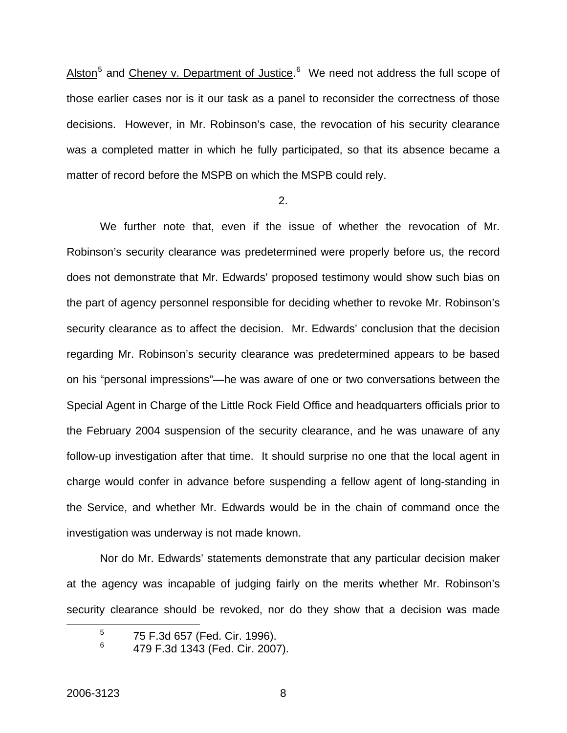Alston[5] and Cheney v. Department of Justice.[6] We need not address the full scope of those earlier cases nor is it our task as a panel to reconsider the correctness of those decisions. However, in Mr. Robinson's case, the revocation of his security clearance was a completed matter in which he fully participated, so that its absence became a matter of record before the MSPB on which the MSPB could rely.

2.

We further note that, even if the issue of whether the revocation of Mr. Robinson's security clearance was predetermined were properly before us, the record does not demonstrate that Mr. Edwards' proposed testimony would show such bias on the part of agency personnel responsible for deciding whether to revoke Mr. Robinson's security clearance as to affect the decision. Mr. Edwards' conclusion that the decision regarding Mr. Robinson's security clearance was predetermined appears to be based on his "personal impressions"—he was aware of one or two conversations between the Special Agent in Charge of the Little Rock Field Office and headquarters officials prior to the February 2004 suspension of the security clearance, and he was unaware of any follow-up investigation after that time. It should surprise no one that the local agent in charge would confer in advance before suspending a fellow agent of long-standing in the Service, and whether Mr. Edwards would be in the chain of command once the investigation was underway is not made known.

Nor do Mr. Edwards' statements demonstrate that any particular decision maker at the agency was incapable of judging fairly on the merits whether Mr. Robinson's security clearance should be revoked, nor do they show that a decision was made

[5] 75 F.3d 657 (Fed. Cir. 1996).

[6] 479 F.3d 1343 (Fed. Cir. 2007).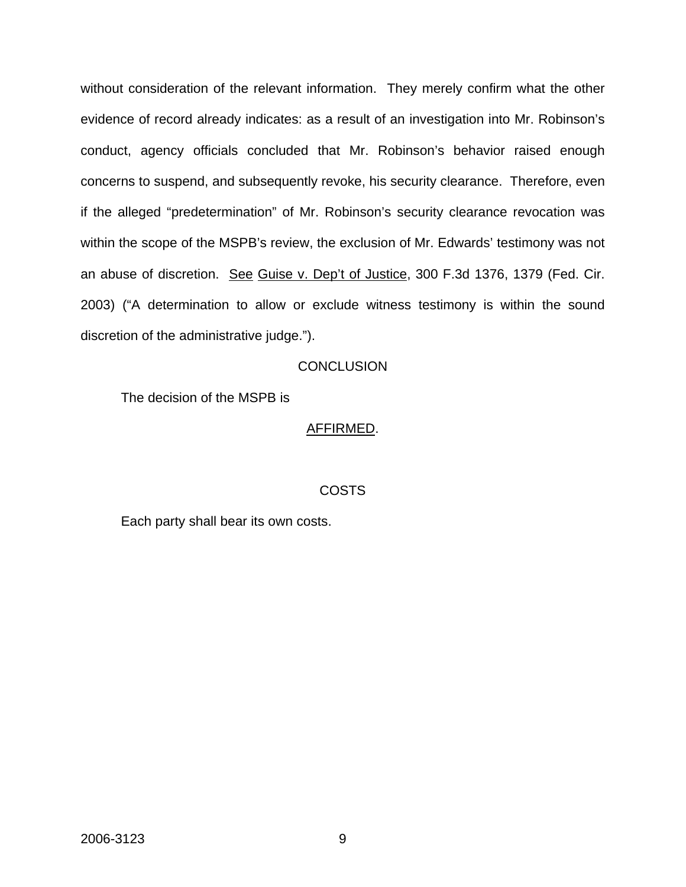without consideration of the relevant information. They merely confirm what the other evidence of record already indicates: as a result of an investigation into Mr. Robinson's conduct, agency officials concluded that Mr. Robinson's behavior raised enough concerns to suspend, and subsequently revoke, his security clearance. Therefore, even if the alleged "predetermination" of Mr. Robinson's security clearance revocation was within the scope of the MSPB's review, the exclusion of Mr. Edwards' testimony was not an abuse of discretion. See Guise v. Dep't of Justice, 300 F.3d 1376, 1379 (Fed. Cir. 2003) ("A determination to allow or exclude witness testimony is within the sound discretion of the administrative judge.").

CONCLUSION

The decision of the MSPB is

AFFIRMED.

COSTS

Each party shall bear its own costs.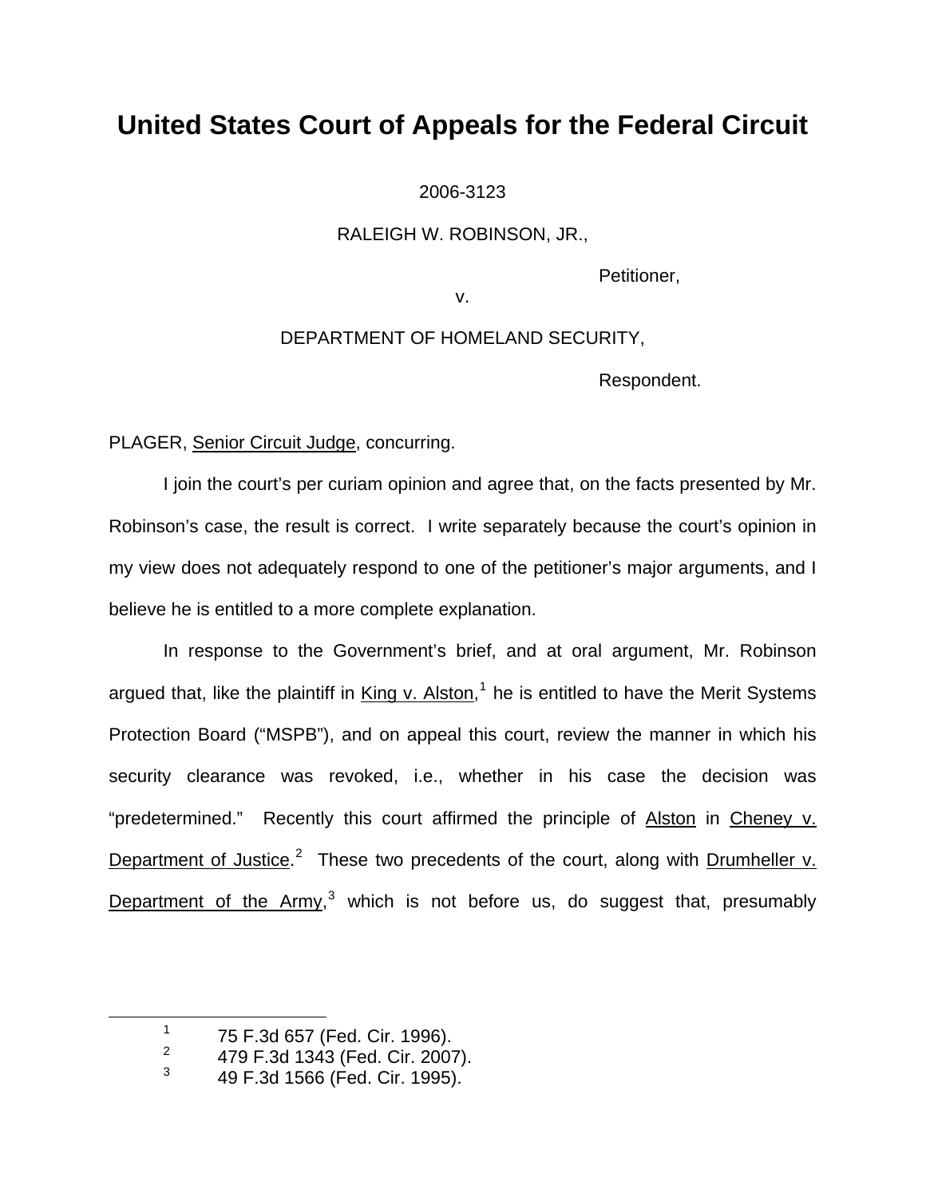# United States Court of Appeals for the Federal Circuit

2006-3123

RALEIGH W. ROBINSON, JR.,

Petitioner,

v.

DEPARTMENT OF HOMELAND SECURITY,

Respondent.

PLAGER, Senior Circuit Judge, concurring.

I join the court's per curiam opinion and agree that, on the facts presented by Mr. Robinson's case, the result is correct. I write separately because the court's opinion in my view does not adequately respond to one of the petitioner's major arguments, and I believe he is entitled to a more complete explanation.

In response to the Government's brief, and at oral argument, Mr. Robinson argued that, like the plaintiff in King v. Alston,[1] he is entitled to have the Merit Systems Protection Board ("MSPB"), and on appeal this court, review the manner in which his security clearance was revoked, i.e., whether in his case the decision was "predetermined." Recently this court affirmed the principle of Alston in Cheney v. Department of Justice.[2] These two precedents of the court, along with Drumheller v. Department of the Army,[3] which is not before us, do suggest that, presumably

---

[1] 75 F.3d 657 (Fed. Cir. 1996).

[2] 479 F.3d 1343 (Fed. Cir. 2007).

[3] 49 F.3d 1566 (Fed. Cir. 1995).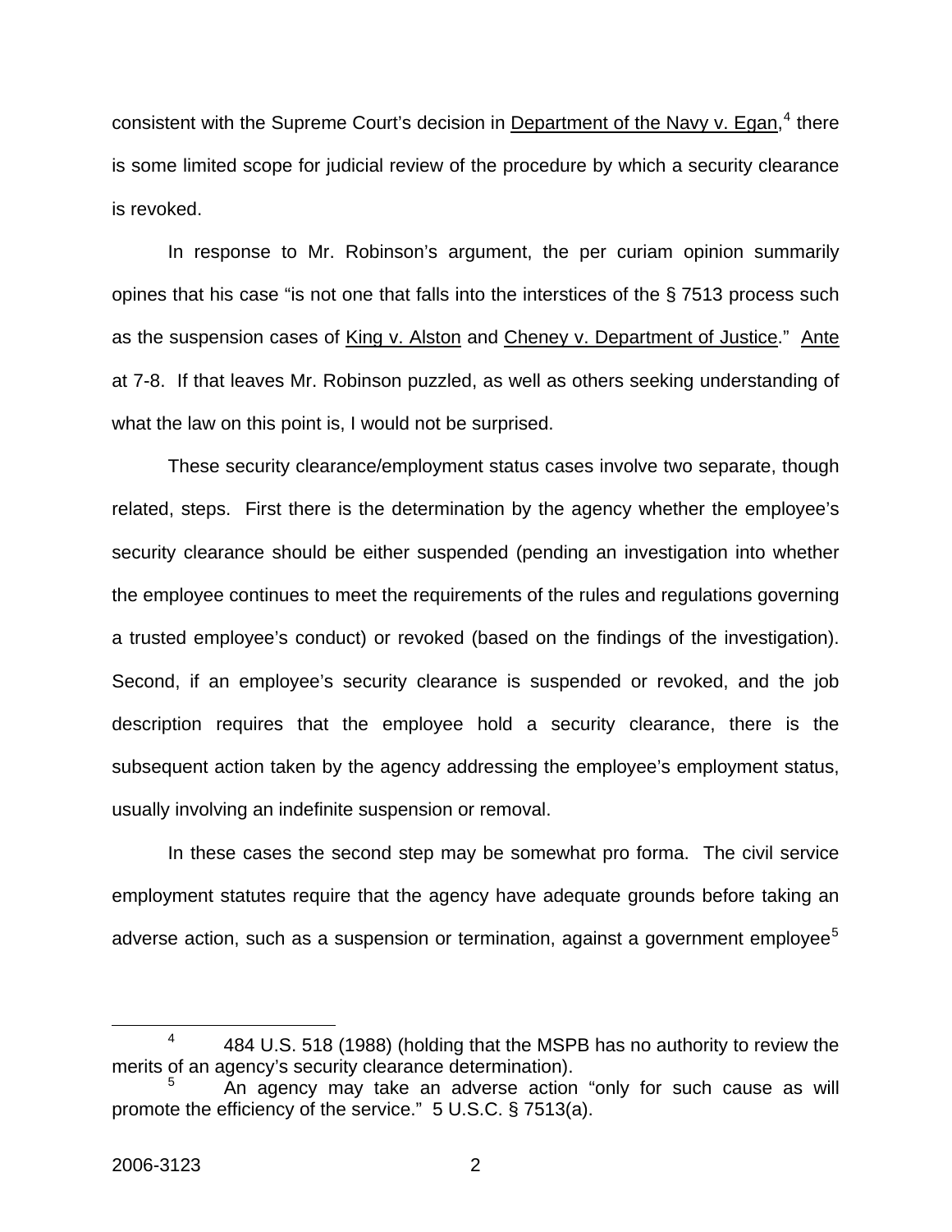consistent with the Supreme Court's decision in Department of the Navy v. Egan,[4] there is some limited scope for judicial review of the procedure by which a security clearance is revoked.

In response to Mr. Robinson's argument, the per curiam opinion summarily opines that his case "is not one that falls into the interstices of the § 7513 process such as the suspension cases of King v. Alston and Cheney v. Department of Justice." Ante at 7-8. If that leaves Mr. Robinson puzzled, as well as others seeking understanding of what the law on this point is, I would not be surprised.

These security clearance/employment status cases involve two separate, though related, steps. First there is the determination by the agency whether the employee's security clearance should be either suspended (pending an investigation into whether the employee continues to meet the requirements of the rules and regulations governing a trusted employee's conduct) or revoked (based on the findings of the investigation). Second, if an employee's security clearance is suspended or revoked, and the job description requires that the employee hold a security clearance, there is the subsequent action taken by the agency addressing the employee's employment status, usually involving an indefinite suspension or removal.

In these cases the second step may be somewhat pro forma. The civil service employment statutes require that the agency have adequate grounds before taking an adverse action, such as a suspension or termination, against a government employee[5]

---

[4] 484 U.S. 518 (1988) (holding that the MSPB has no authority to review the merits of an agency's security clearance determination).

[5] An agency may take an adverse action "only for such cause as will promote the efficiency of the service." 5 U.S.C. § 7513(a).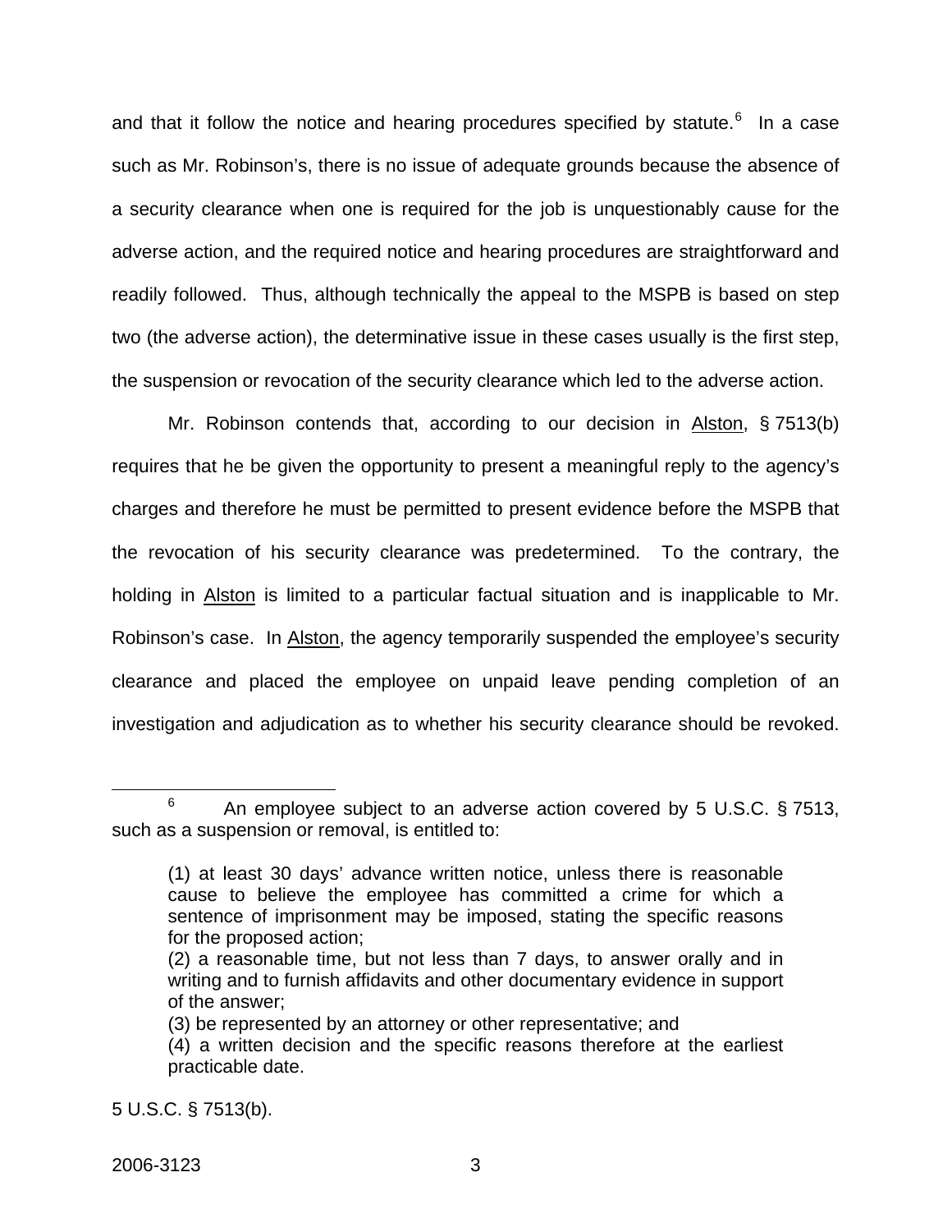and that it follow the notice and hearing procedures specified by statute.[6] In a case such as Mr. Robinson's, there is no issue of adequate grounds because the absence of a security clearance when one is required for the job is unquestionably cause for the adverse action, and the required notice and hearing procedures are straightforward and readily followed. Thus, although technically the appeal to the MSPB is based on step two (the adverse action), the determinative issue in these cases usually is the first step, the suspension or revocation of the security clearance which led to the adverse action.

Mr. Robinson contends that, according to our decision in Alston, § 7513(b) requires that he be given the opportunity to present a meaningful reply to the agency's charges and therefore he must be permitted to present evidence before the MSPB that the revocation of his security clearance was predetermined. To the contrary, the holding in Alston is limited to a particular factual situation and is inapplicable to Mr. Robinson's case. In Alston, the agency temporarily suspended the employee's security clearance and placed the employee on unpaid leave pending completion of an investigation and adjudication as to whether his security clearance should be revoked.

---

[6] An employee subject to an adverse action covered by 5 U.S.C. § 7513, such as a suspension or removal, is entitled to:

> (1) at least 30 days' advance written notice, unless there is reasonable cause to believe the employee has committed a crime for which a sentence of imprisonment may be imposed, stating the specific reasons for the proposed action;
> (2) a reasonable time, but not less than 7 days, to answer orally and in writing and to furnish affidavits and other documentary evidence in support of the answer;
> (3) be represented by an attorney or other representative; and
> (4) a written decision and the specific reasons therefore at the earliest practicable date.

5 U.S.C. § 7513(b).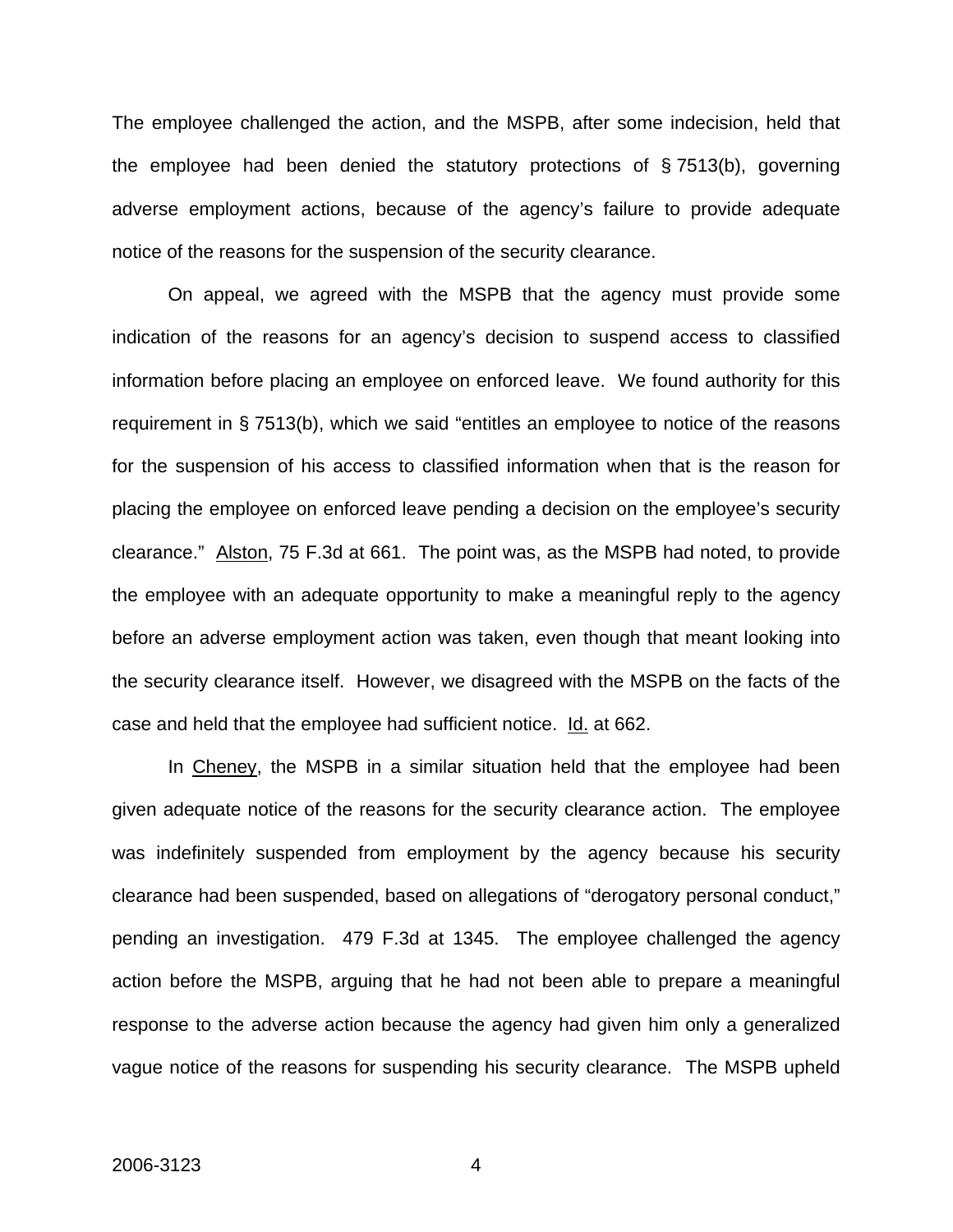The employee challenged the action, and the MSPB, after some indecision, held that the employee had been denied the statutory protections of § 7513(b), governing adverse employment actions, because of the agency's failure to provide adequate notice of the reasons for the suspension of the security clearance.

On appeal, we agreed with the MSPB that the agency must provide some indication of the reasons for an agency's decision to suspend access to classified information before placing an employee on enforced leave. We found authority for this requirement in § 7513(b), which we said "entitles an employee to notice of the reasons for the suspension of his access to classified information when that is the reason for placing the employee on enforced leave pending a decision on the employee's security clearance." Alston, 75 F.3d at 661. The point was, as the MSPB had noted, to provide the employee with an adequate opportunity to make a meaningful reply to the agency before an adverse employment action was taken, even though that meant looking into the security clearance itself. However, we disagreed with the MSPB on the facts of the case and held that the employee had sufficient notice. Id. at 662.

In Cheney, the MSPB in a similar situation held that the employee had been given adequate notice of the reasons for the security clearance action. The employee was indefinitely suspended from employment by the agency because his security clearance had been suspended, based on allegations of "derogatory personal conduct," pending an investigation. 479 F.3d at 1345. The employee challenged the agency action before the MSPB, arguing that he had not been able to prepare a meaningful response to the adverse action because the agency had given him only a generalized vague notice of the reasons for suspending his security clearance. The MSPB upheld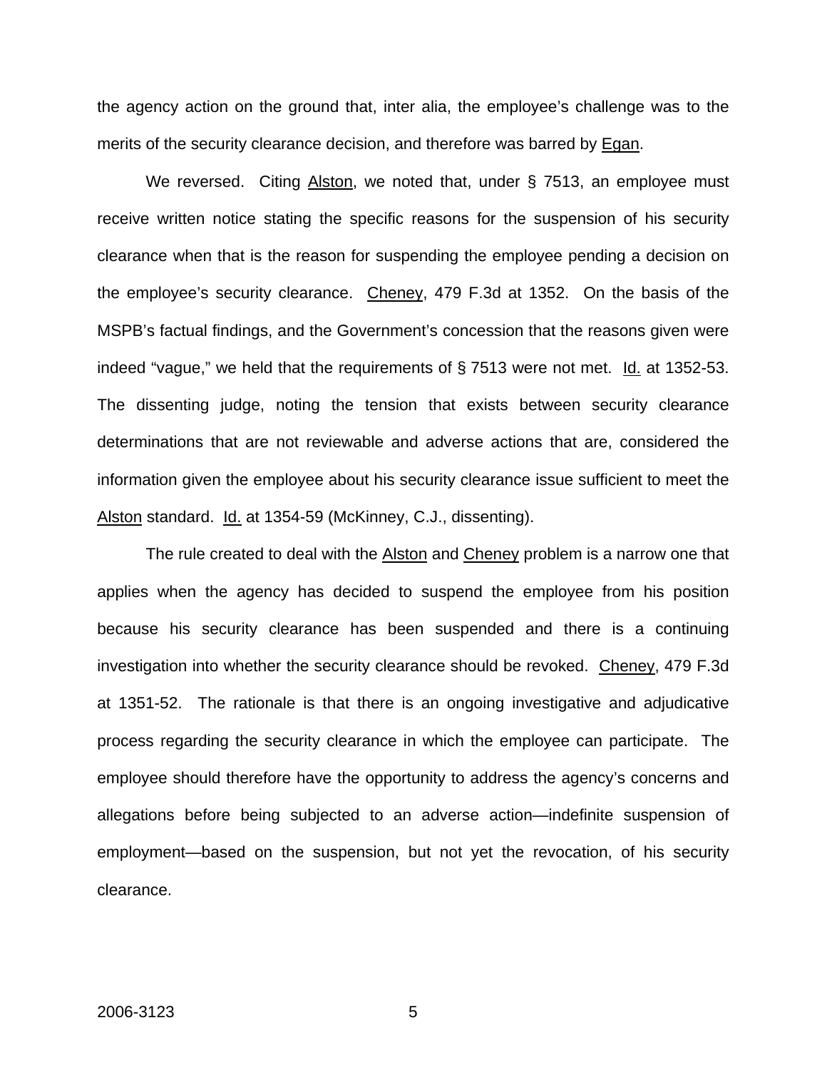the agency action on the ground that, inter alia, the employee's challenge was to the merits of the security clearance decision, and therefore was barred by Egan.

We reversed. Citing Alston, we noted that, under § 7513, an employee must receive written notice stating the specific reasons for the suspension of his security clearance when that is the reason for suspending the employee pending a decision on the employee's security clearance. Cheney, 479 F.3d at 1352. On the basis of the MSPB's factual findings, and the Government's concession that the reasons given were indeed "vague," we held that the requirements of § 7513 were not met. Id. at 1352-53. The dissenting judge, noting the tension that exists between security clearance determinations that are not reviewable and adverse actions that are, considered the information given the employee about his security clearance issue sufficient to meet the Alston standard. Id. at 1354-59 (McKinney, C.J., dissenting).

The rule created to deal with the Alston and Cheney problem is a narrow one that applies when the agency has decided to suspend the employee from his position because his security clearance has been suspended and there is a continuing investigation into whether the security clearance should be revoked. Cheney, 479 F.3d at 1351-52. The rationale is that there is an ongoing investigative and adjudicative process regarding the security clearance in which the employee can participate. The employee should therefore have the opportunity to address the agency's concerns and allegations before being subjected to an adverse action—indefinite suspension of employment—based on the suspension, but not yet the revocation, of his security clearance.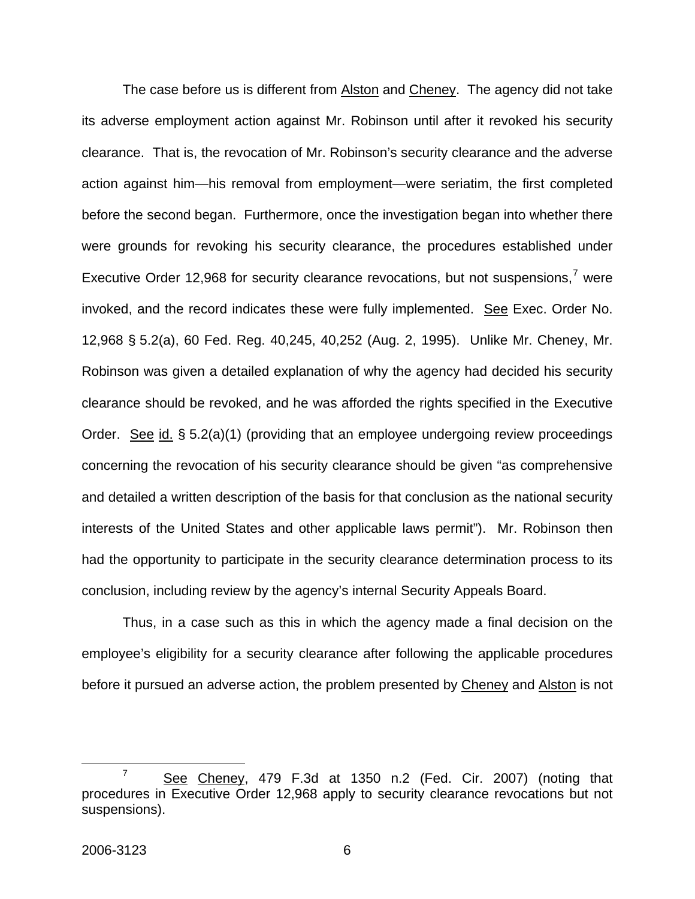The case before us is different from Alston and Cheney. The agency did not take its adverse employment action against Mr. Robinson until after it revoked his security clearance. That is, the revocation of Mr. Robinson's security clearance and the adverse action against him—his removal from employment—were seriatim, the first completed before the second began. Furthermore, once the investigation began into whether there were grounds for revoking his security clearance, the procedures established under Executive Order 12,968 for security clearance revocations, but not suspensions,[7] were invoked, and the record indicates these were fully implemented. See Exec. Order No. 12,968 § 5.2(a), 60 Fed. Reg. 40,245, 40,252 (Aug. 2, 1995). Unlike Mr. Cheney, Mr. Robinson was given a detailed explanation of why the agency had decided his security clearance should be revoked, and he was afforded the rights specified in the Executive Order. See id. § 5.2(a)(1) (providing that an employee undergoing review proceedings concerning the revocation of his security clearance should be given "as comprehensive and detailed a written description of the basis for that conclusion as the national security interests of the United States and other applicable laws permit"). Mr. Robinson then had the opportunity to participate in the security clearance determination process to its conclusion, including review by the agency's internal Security Appeals Board.

Thus, in a case such as this in which the agency made a final decision on the employee's eligibility for a security clearance after following the applicable procedures before it pursued an adverse action, the problem presented by Cheney and Alston is not

---

[7] See Cheney, 479 F.3d at 1350 n.2 (Fed. Cir. 2007) (noting that procedures in Executive Order 12,968 apply to security clearance revocations but not suspensions).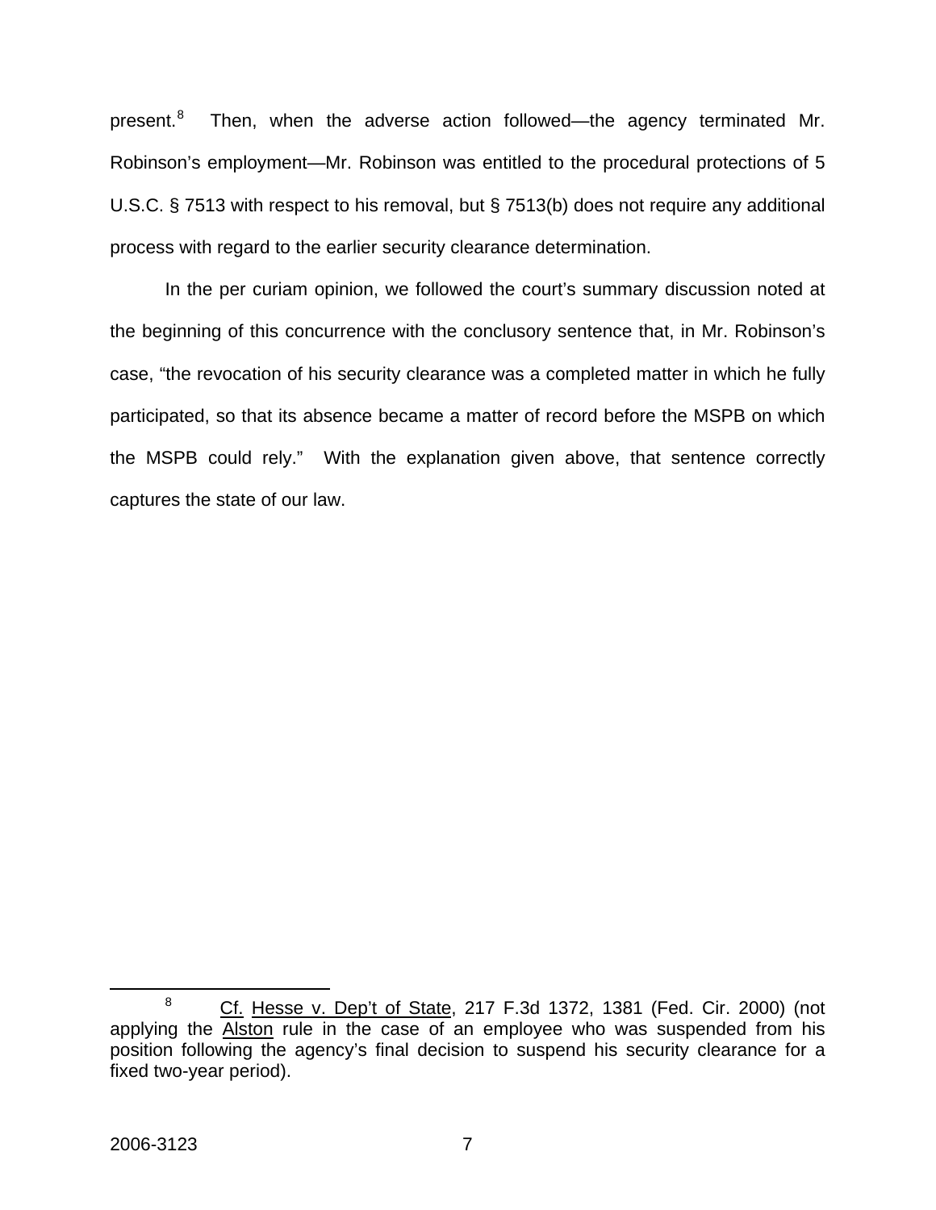present.[8] Then, when the adverse action followed—the agency terminated Mr. Robinson's employment—Mr. Robinson was entitled to the procedural protections of 5 U.S.C. § 7513 with respect to his removal, but § 7513(b) does not require any additional process with regard to the earlier security clearance determination.

In the per curiam opinion, we followed the court's summary discussion noted at the beginning of this concurrence with the conclusory sentence that, in Mr. Robinson's case, "the revocation of his security clearance was a completed matter in which he fully participated, so that its absence became a matter of record before the MSPB on which the MSPB could rely." With the explanation given above, that sentence correctly captures the state of our law.

---

[8] Cf. Hesse v. Dep't of State, 217 F.3d 1372, 1381 (Fed. Cir. 2000) (not applying the Alston rule in the case of an employee who was suspended from his position following the agency's final decision to suspend his security clearance for a fixed two-year period).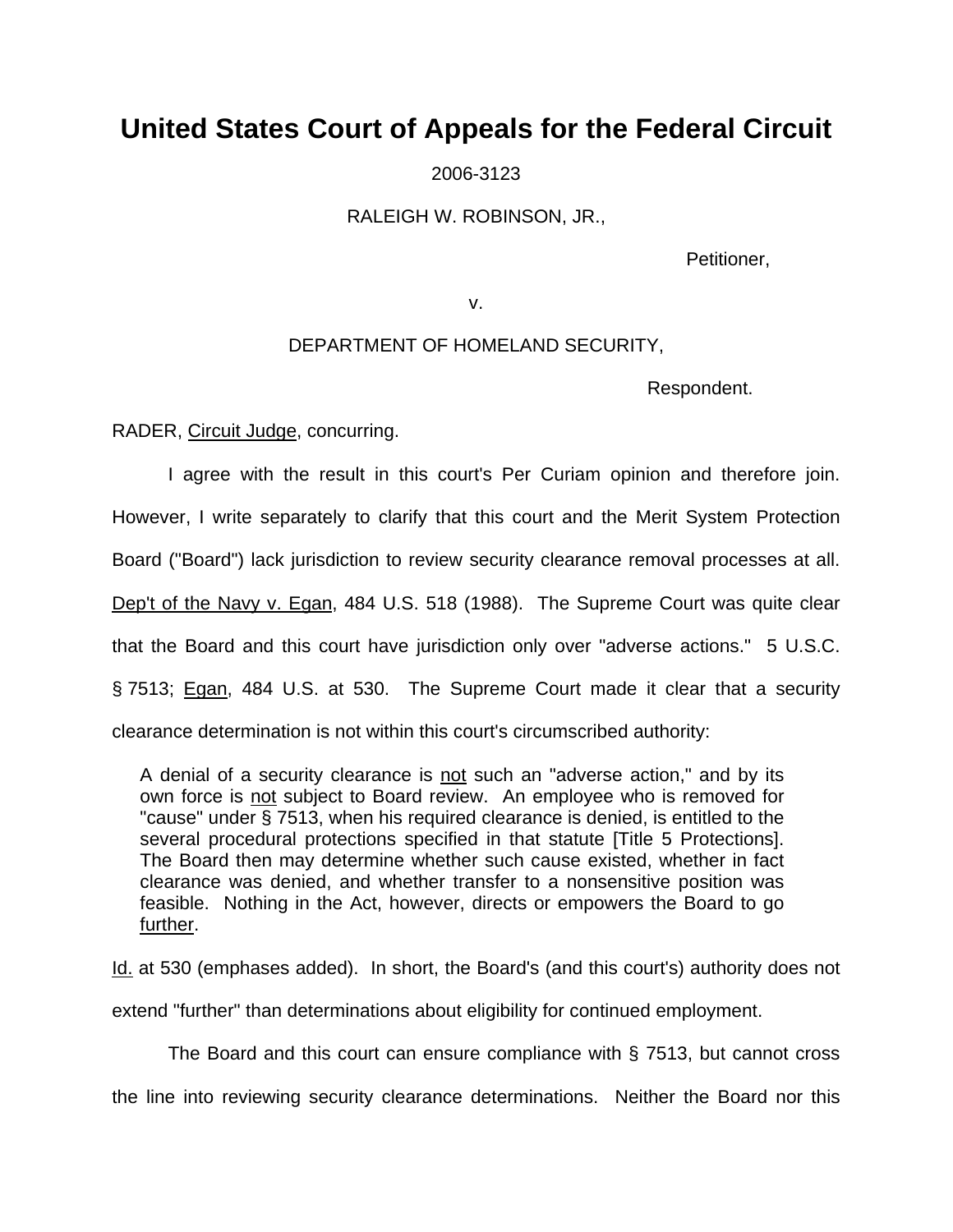# United States Court of Appeals for the Federal Circuit

2006-3123

RALEIGH W. ROBINSON, JR.,

Petitioner,

v.

DEPARTMENT OF HOMELAND SECURITY,

Respondent.

RADER, Circuit Judge, concurring.

I agree with the result in this court's Per Curiam opinion and therefore join. However, I write separately to clarify that this court and the Merit System Protection Board ("Board") lack jurisdiction to review security clearance removal processes at all. Dep't of the Navy v. Egan, 484 U.S. 518 (1988). The Supreme Court was quite clear that the Board and this court have jurisdiction only over "adverse actions." 5 U.S.C. § 7513; Egan, 484 U.S. at 530. The Supreme Court made it clear that a security clearance determination is not within this court's circumscribed authority:

> A denial of a security clearance is not such an "adverse action," and by its own force is not subject to Board review. An employee who is removed for "cause" under § 7513, when his required clearance is denied, is entitled to the several procedural protections specified in that statute [Title 5 Protections]. The Board then may determine whether such cause existed, whether in fact clearance was denied, and whether transfer to a nonsensitive position was feasible. Nothing in the Act, however, directs or empowers the Board to go further.

Id. at 530 (emphases added). In short, the Board's (and this court's) authority does not extend "further" than determinations about eligibility for continued employment.

The Board and this court can ensure compliance with § 7513, but cannot cross the line into reviewing security clearance determinations. Neither the Board nor this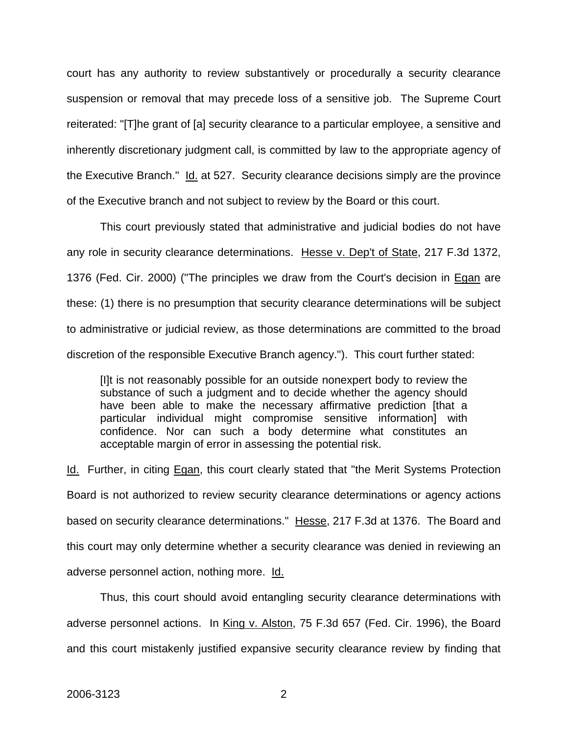court has any authority to review substantively or procedurally a security clearance suspension or removal that may precede loss of a sensitive job. The Supreme Court reiterated: "[T]he grant of [a] security clearance to a particular employee, a sensitive and inherently discretionary judgment call, is committed by law to the appropriate agency of the Executive Branch." Id. at 527. Security clearance decisions simply are the province of the Executive branch and not subject to review by the Board or this court.

This court previously stated that administrative and judicial bodies do not have any role in security clearance determinations. Hesse v. Dep't of State, 217 F.3d 1372, 1376 (Fed. Cir. 2000) ("The principles we draw from the Court's decision in Egan are these: (1) there is no presumption that security clearance determinations will be subject to administrative or judicial review, as those determinations are committed to the broad discretion of the responsible Executive Branch agency."). This court further stated:

> [I]t is not reasonably possible for an outside nonexpert body to review the substance of such a judgment and to decide whether the agency should have been able to make the necessary affirmative prediction [that a particular individual might compromise sensitive information] with confidence. Nor can such a body determine what constitutes an acceptable margin of error in assessing the potential risk.

Id. Further, in citing Egan, this court clearly stated that "the Merit Systems Protection Board is not authorized to review security clearance determinations or agency actions based on security clearance determinations." Hesse, 217 F.3d at 1376. The Board and this court may only determine whether a security clearance was denied in reviewing an adverse personnel action, nothing more. Id.

Thus, this court should avoid entangling security clearance determinations with adverse personnel actions. In King v. Alston, 75 F.3d 657 (Fed. Cir. 1996), the Board and this court mistakenly justified expansive security clearance review by finding that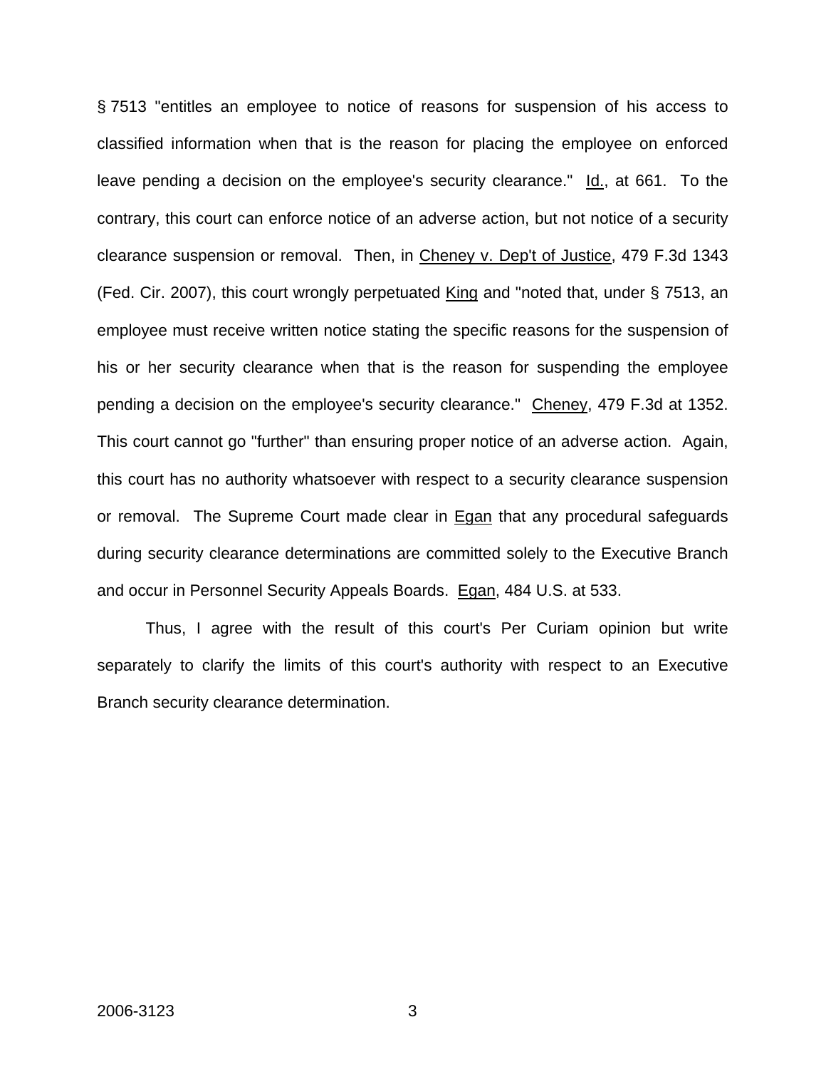§ 7513 "entitles an employee to notice of reasons for suspension of his access to classified information when that is the reason for placing the employee on enforced leave pending a decision on the employee's security clearance." Id., at 661. To the contrary, this court can enforce notice of an adverse action, but not notice of a security clearance suspension or removal. Then, in Cheney v. Dep't of Justice, 479 F.3d 1343 (Fed. Cir. 2007), this court wrongly perpetuated King and "noted that, under § 7513, an employee must receive written notice stating the specific reasons for the suspension of his or her security clearance when that is the reason for suspending the employee pending a decision on the employee's security clearance." Cheney, 479 F.3d at 1352. This court cannot go "further" than ensuring proper notice of an adverse action. Again, this court has no authority whatsoever with respect to a security clearance suspension or removal. The Supreme Court made clear in Egan that any procedural safeguards during security clearance determinations are committed solely to the Executive Branch and occur in Personnel Security Appeals Boards. Egan, 484 U.S. at 533.

Thus, I agree with the result of this court's Per Curiam opinion but write separately to clarify the limits of this court's authority with respect to an Executive Branch security clearance determination.